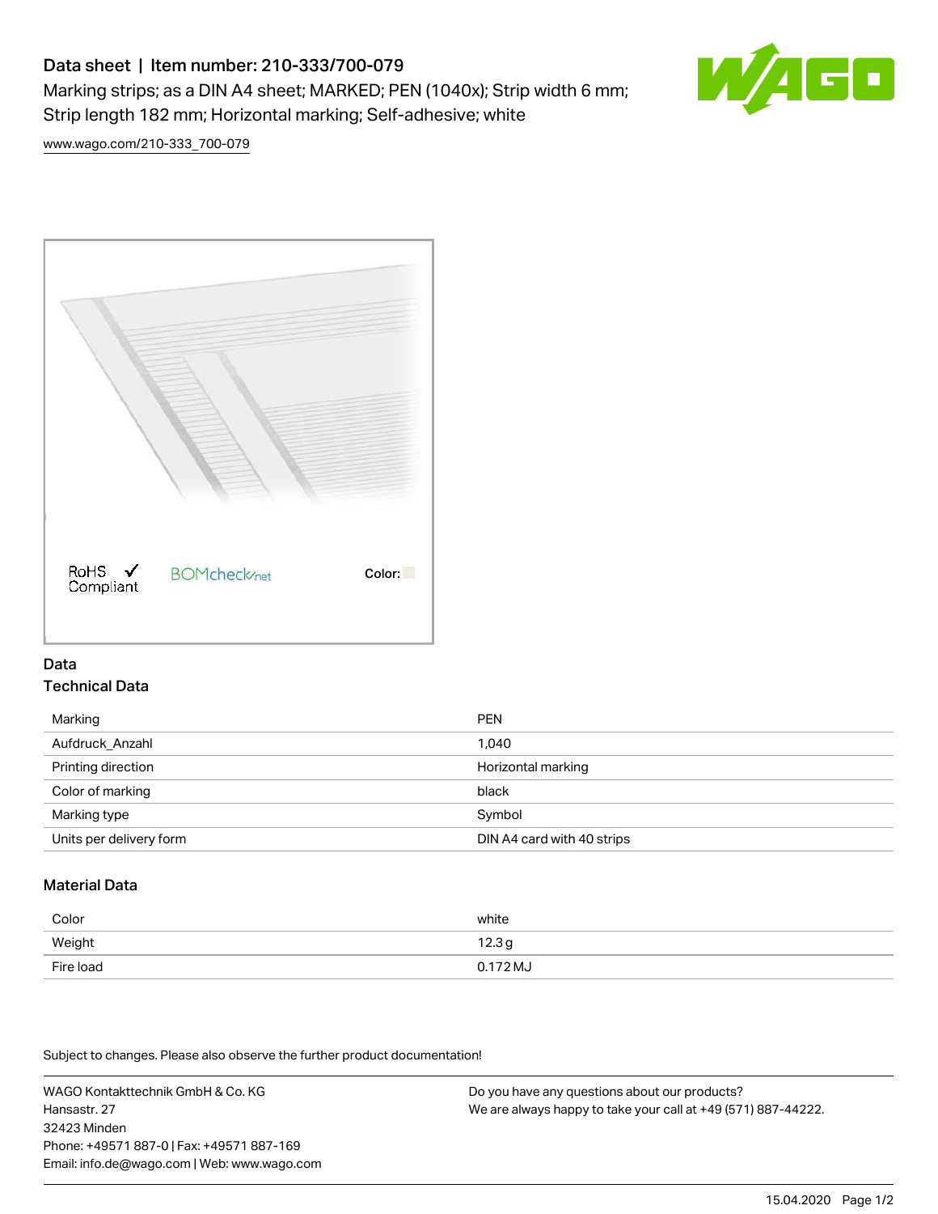# Data sheet | Item number: 210-333/700-079

Marking strips; as a DIN A4 sheet; MARKED; PEN (1040x); Strip width 6 mm; Strip length 182 mm; Horizontal marking; Self-adhesive; white

www.wago.com/210-333_700-079

RoHS Compliant

BOMcheck.net

Color:

## Data

### Technical Data

| | |
|---|---|
| Marking | PEN |
| Aufdruck_Anzahl | 1,040 |
| Printing direction | Horizontal marking |
| Color of marking | black |
| Marking type | Symbol |
| Units per delivery form | DIN A4 card with 40 strips |

### Material Data

| | |
|---|---|
| Color | white |
| Weight | 12.3 g |
| Fire load | 0.172 MJ |

Subject to changes. Please also observe the further product documentation!

WAGO Kontakttechnik GmbH & Co. KG
Hansastr. 27
32423 Minden
Phone: +49571 887-0 | Fax: +49571 887-169
Email: info.de@wago.com | Web: www.wago.com

Do you have any questions about our products?
We are always happy to take your call at +49 (571) 887-44222.

15.04.2020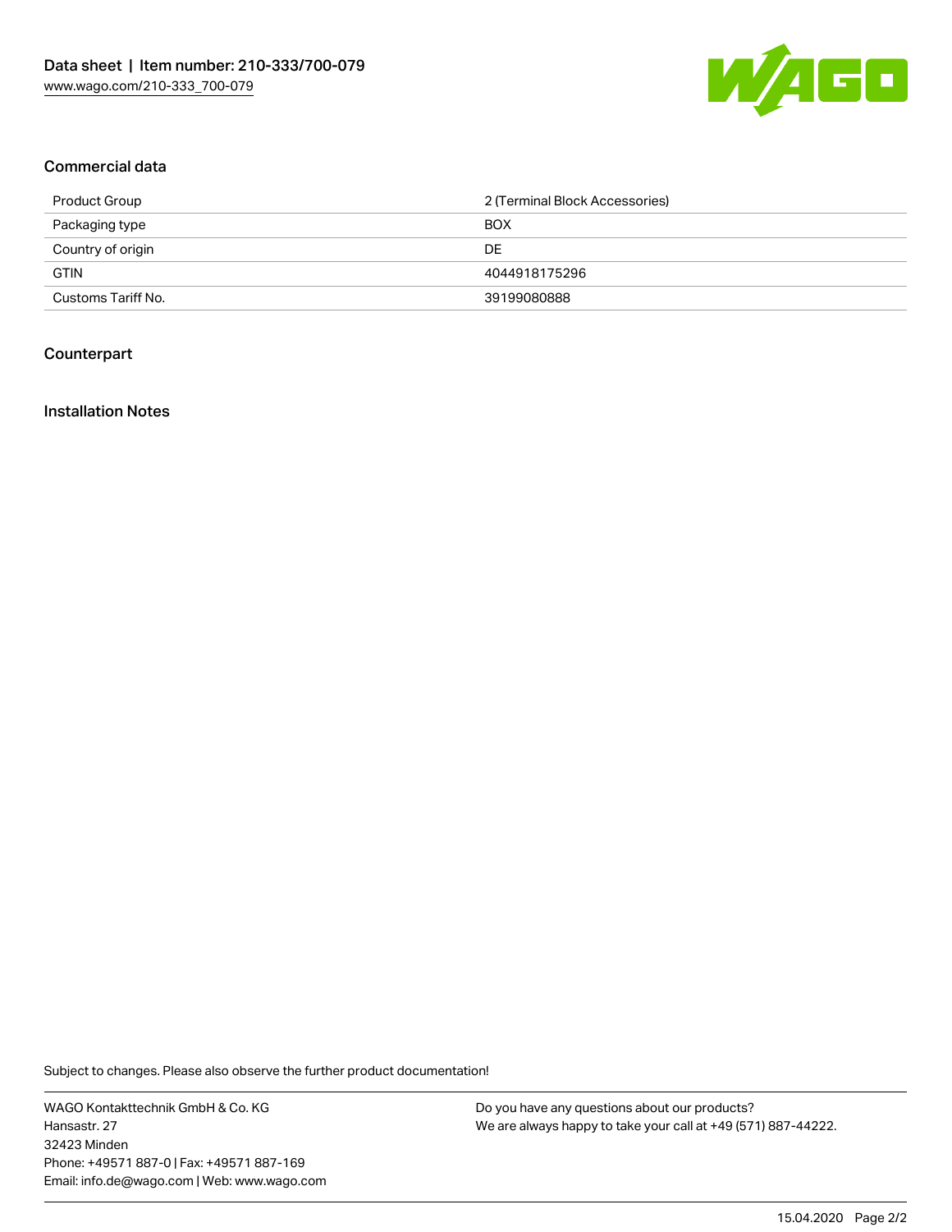## Commercial data

| | |
|---|---|
| Product Group | 2 (Terminal Block Accessories) |
| Packaging type | BOX |
| Country of origin | DE |
| GTIN | 4044918175296 |
| Customs Tariff No. | 39199080888 |

## Counterpart

## Installation Notes

Subject to changes. Please also observe the further product documentation!

WAGO Kontakttechnik GmbH & Co. KG
Hansastr. 27
32423 Minden
Phone: +49571 887-0 | Fax: +49571 887-169
Email: info.de@wago.com | Web: www.wago.com

Do you have any questions about our products?
We are always happy to take your call at +49 (571) 887-44222.

15.04.2020